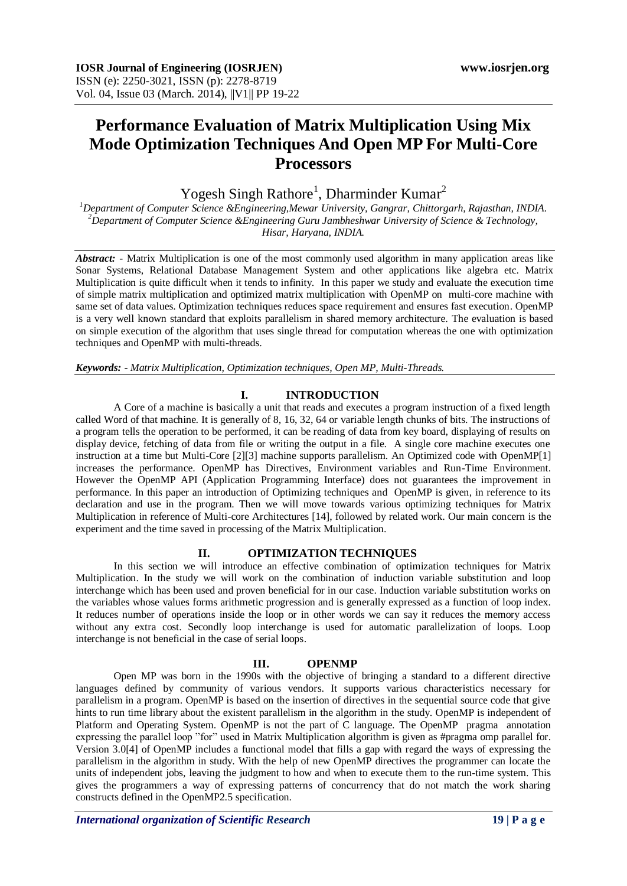# Performance Evaluation of Matrix Multiplication Using Mix Mode Optimization Techniques And Open MP For Multi-Core Processors

Yogesh Singh Rathore[1], Dharminder Kumar[2]

[1]Department of Computer Science &Engineering,Mewar University, Gangrar, Chittorgarh, Rajasthan, INDIA.
[2]Department of Computer Science &Engineering Guru Jambheshwar University of Science & Technology, Hisar, Haryana, INDIA.

***Abstract:*** - Matrix Multiplication is one of the most commonly used algorithm in many application areas like Sonar Systems, Relational Database Management System and other applications like algebra etc. Matrix Multiplication is quite difficult when it tends to infinity. In this paper we study and evaluate the execution time of simple matrix multiplication and optimized matrix multiplication with OpenMP on multi-core machine with same set of data values. Optimization techniques reduces space requirement and ensures fast execution. OpenMP is a very well known standard that exploits parallelism in shared memory architecture. The evaluation is based on simple execution of the algorithm that uses single thread for computation whereas the one with optimization techniques and OpenMP with multi-threads.

***Keywords:*** *- Matrix Multiplication, Optimization techniques, Open MP, Multi-Threads.*

## I. INTRODUCTION

A Core of a machine is basically a unit that reads and executes a program instruction of a fixed length called Word of that machine. It is generally of 8, 16, 32, 64 or variable length chunks of bits. The instructions of a program tells the operation to be performed, it can be reading of data from key board, displaying of results on display device, fetching of data from file or writing the output in a file. A single core machine executes one instruction at a time but Multi-Core [2][3] machine supports parallelism. An Optimized code with OpenMP[1] increases the performance. OpenMP has Directives, Environment variables and Run-Time Environment. However the OpenMP API (Application Programming Interface) does not guarantees the improvement in performance. In this paper an introduction of Optimizing techniques and OpenMP is given, in reference to its declaration and use in the program. Then we will move towards various optimizing techniques for Matrix Multiplication in reference of Multi-core Architectures [14], followed by related work. Our main concern is the experiment and the time saved in processing of the Matrix Multiplication.

## II. OPTIMIZATION TECHNIQUES

In this section we will introduce an effective combination of optimization techniques for Matrix Multiplication. In the study we will work on the combination of induction variable substitution and loop interchange which has been used and proven beneficial for in our case. Induction variable substitution works on the variables whose values forms arithmetic progression and is generally expressed as a function of loop index. It reduces number of operations inside the loop or in other words we can say it reduces the memory access without any extra cost. Secondly loop interchange is used for automatic parallelization of loops. Loop interchange is not beneficial in the case of serial loops.

## III. OPENMP

Open MP was born in the 1990s with the objective of bringing a standard to a different directive languages defined by community of various vendors. It supports various characteristics necessary for parallelism in a program. OpenMP is based on the insertion of directives in the sequential source code that give hints to run time library about the existent parallelism in the algorithm in the study. OpenMP is independent of Platform and Operating System. OpenMP is not the part of C language. The OpenMP pragma annotation expressing the parallel loop "for" used in Matrix Multiplication algorithm is given as #pragma omp parallel for. Version 3.0[4] of OpenMP includes a functional model that fills a gap with regard the ways of expressing the parallelism in the algorithm in study. With the help of new OpenMP directives the programmer can locate the units of independent jobs, leaving the judgment to how and when to execute them to the run-time system. This gives the programmers a way of expressing patterns of concurrency that do not match the work sharing constructs defined in the OpenMP2.5 specification.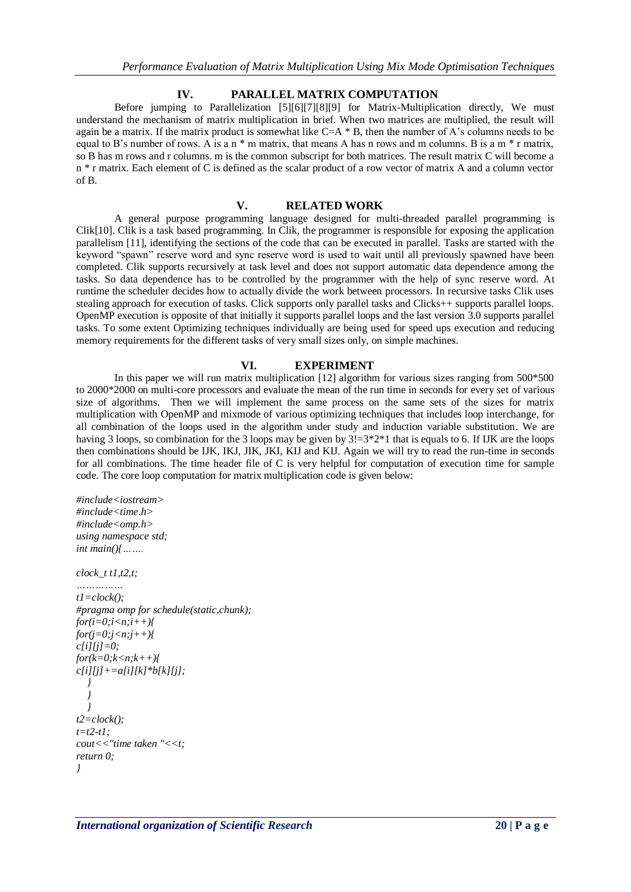## IV. PARALLEL MATRIX COMPUTATION

Before jumping to Parallelization [5][6][7][8][9] for Matrix-Multiplication directly, We must understand the mechanism of matrix multiplication in brief. When two matrices are multiplied, the result will again be a matrix. If the matrix product is somewhat like C=A * B, then the number of A's columns needs to be equal to B's number of rows. A is a n * m matrix, that means A has n rows and m columns. B is a m * r matrix, so B has m rows and r columns. m is the common subscript for both matrices. The result matrix C will become a n * r matrix. Each element of C is defined as the scalar product of a row vector of matrix A and a column vector of B.

## V. RELATED WORK

A general purpose programming language designed for multi-threaded parallel programming is Clik[10]. Clik is a task based programming. In Clik, the programmer is responsible for exposing the application parallelism [11], identifying the sections of the code that can be executed in parallel. Tasks are started with the keyword "spawn" reserve word and sync reserve word is used to wait until all previously spawned have been completed. Clik supports recursively at task level and does not support automatic data dependence among the tasks. So data dependence has to be controlled by the programmer with the help of sync reserve word. At runtime the scheduler decides how to actually divide the work between processors. In recursive tasks Clik uses stealing approach for execution of tasks. Click supports only parallel tasks and Clicks++ supports parallel loops. OpenMP execution is opposite of that initially it supports parallel loops and the last version 3.0 supports parallel tasks. To some extent Optimizing techniques individually are being used for speed ups execution and reducing memory requirements for the different tasks of very small sizes only, on simple machines.

## VI. EXPERIMENT

In this paper we will run matrix multiplication [12] algorithm for various sizes ranging from 500*500 to 2000*2000 on multi-core processors and evaluate the mean of the run time in seconds for every set of various size of algorithms. Then we will implement the same process on the same sets of the sizes for matrix multiplication with OpenMP and mixmode of various optimizing techniques that includes loop interchange, for all combination of the loops used in the algorithm under study and induction variable substitution. We are having 3 loops, so combination for the 3 loops may be given by 3!=3*2*1 that is equals to 6. If IJK are the loops then combinations should be IJK, IKJ, JIK, JKI, KIJ and KIJ. Again we will try to read the run-time in seconds for all combinations. The time header file of C is very helpful for computation of execution time for sample code. The core loop computation for matrix multiplication code is given below:

```
#include<iostream>
#include<time.h>
#include<omp.h>
using namespace std;
int main(){…….

clock_t t1,t2,t;
……………
t1=clock();
#pragma omp for schedule(static,chunk);
for(i=0;i<n;i++){
for(j=0;j<n;j++){
c[i][j]=0;
for(k=0;k<n;k++){
c[i][j]+=a[i][k]*b[k][j];
   }
   }
   }
t2=clock();
t=t2-t1;
cout<<"time taken "<<t;
return 0;
}
```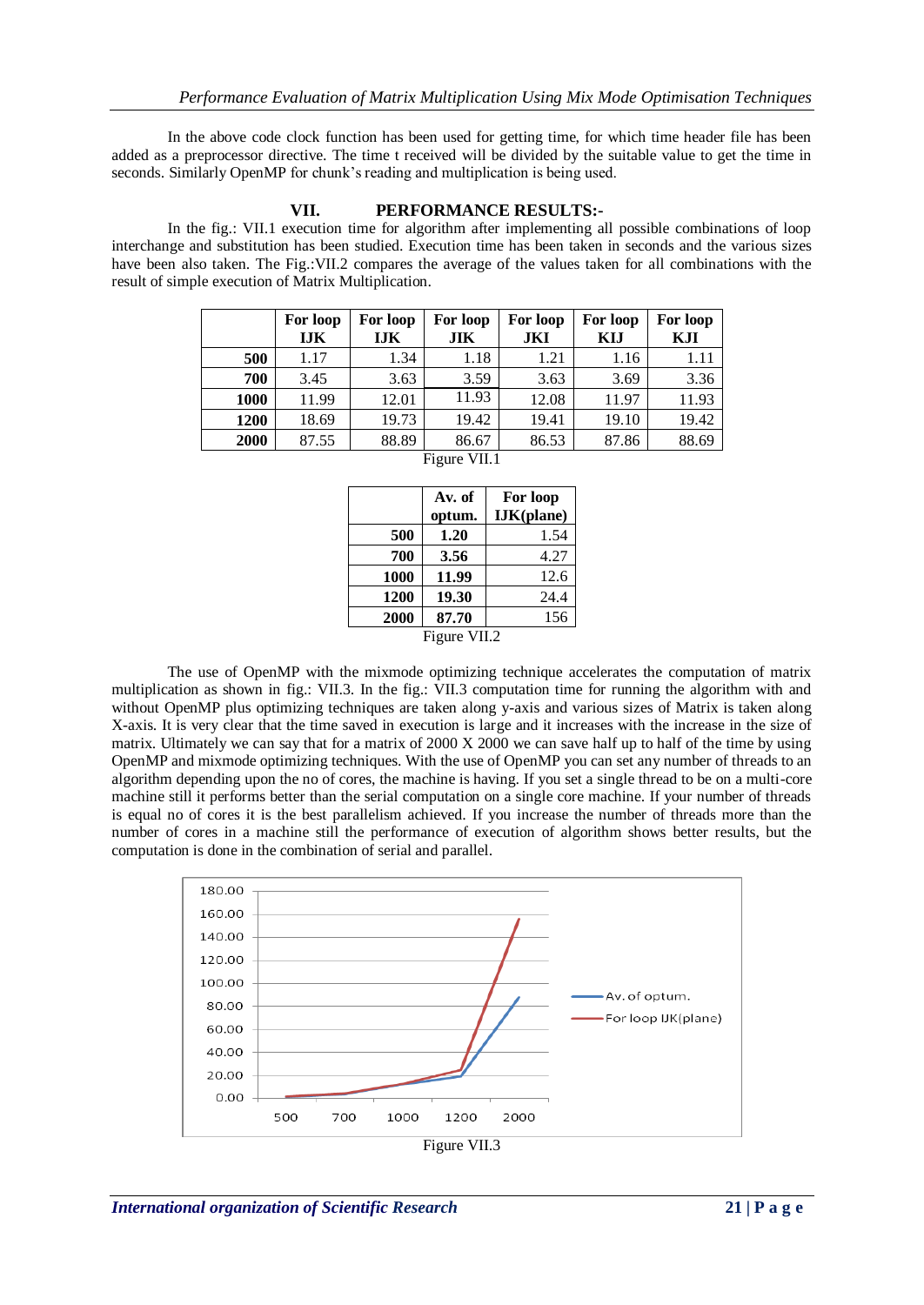In the above code clock function has been used for getting time, for which time header file has been added as a preprocessor directive. The time t received will be divided by the suitable value to get the time in seconds. Similarly OpenMP for chunk's reading and multiplication is being used.

## VII. PERFORMANCE RESULTS:-

In the fig.: VII.1 execution time for algorithm after implementing all possible combinations of loop interchange and substitution has been studied. Execution time has been taken in seconds and the various sizes have been also taken. The Fig.:VII.2 compares the average of the values taken for all combinations with the result of simple execution of Matrix Multiplication.

| | For loop IJK | For loop IJK | For loop JIK | For loop JKI | For loop KIJ | For loop KJI |
|---|---|---|---|---|---|---|
| **500** | 1.17 | 1.34 | 1.18 | 1.21 | 1.16 | 1.11 |
| **700** | 3.45 | 3.63 | 3.59 | 3.63 | 3.69 | 3.36 |
| **1000** | 11.99 | 12.01 | 11.93 | 12.08 | 11.97 | 11.93 |
| **1200** | 18.69 | 19.73 | 19.42 | 19.41 | 19.10 | 19.42 |
| **2000** | 87.55 | 88.89 | 86.67 | 86.53 | 87.86 | 88.69 |

Figure VII.1

| | Av. of optum. | For loop IJK(plane) |
|---|---|---|
| **500** | **1.20** | 1.54 |
| **700** | **3.56** | 4.27 |
| **1000** | **11.99** | 12.6 |
| **1200** | **19.30** | 24.4 |
| **2000** | **87.70** | 156 |

Figure VII.2

The use of OpenMP with the mixmode optimizing technique accelerates the computation of matrix multiplication as shown in fig.: VII.3. In the fig.: VII.3 computation time for running the algorithm with and without OpenMP plus optimizing techniques are taken along y-axis and various sizes of Matrix is taken along X-axis. It is very clear that the time saved in execution is large and it increases with the increase in the size of matrix. Ultimately we can say that for a matrix of 2000 X 2000 we can save half up to half of the time by using OpenMP and mixmode optimizing techniques. With the use of OpenMP you can set any number of threads to an algorithm depending upon the no of cores, the machine is having. If you set a single thread to be on a multi-core machine still it performs better than the serial computation on a single core machine. If your number of threads is equal no of cores it is the best parallelism achieved. If you increase the number of threads more than the number of cores in a machine still the performance of execution of algorithm shows better results, but the computation is done in the combination of serial and parallel.

Figure VII.3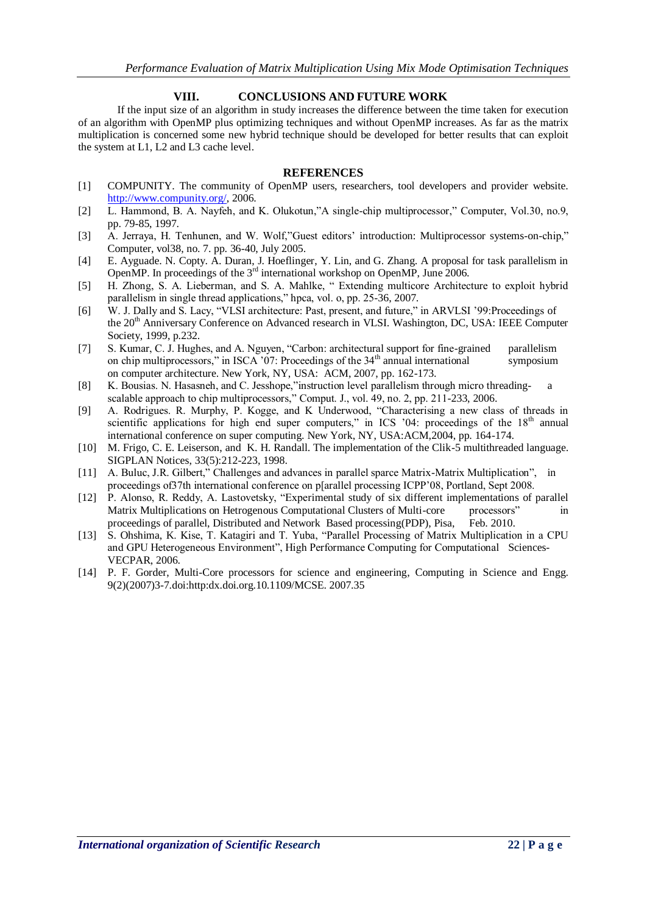## VIII. CONCLUSIONS AND FUTURE WORK

If the input size of an algorithm in study increases the difference between the time taken for execution of an algorithm with OpenMP plus optimizing techniques and without OpenMP increases. As far as the matrix multiplication is concerned some new hybrid technique should be developed for better results that can exploit the system at L1, L2 and L3 cache level.

## REFERENCES

[1] COMPUNITY. The community of OpenMP users, researchers, tool developers and provider website. http://www.compunity.org/, 2006.

[2] L. Hammond, B. A. Nayfeh, and K. Olukotun,"A single-chip multiprocessor," Computer, Vol.30, no.9, pp. 79-85, 1997.

[3] A. Jerraya, H. Tenhunen, and W. Wolf,"Guest editors' introduction: Multiprocessor systems-on-chip," Computer, vol38, no. 7. pp. 36-40, July 2005.

[4] E. Ayguade. N. Copty. A. Duran, J. Hoeflinger, Y. Lin, and G. Zhang. A proposal for task parallelism in OpenMP. In proceedings of the 3rd international workshop on OpenMP, June 2006.

[5] H. Zhong, S. A. Lieberman, and S. A. Mahlke, " Extending multicore Architecture to exploit hybrid parallelism in single thread applications," hpca, vol. o, pp. 25-36, 2007.

[6] W. J. Dally and S. Lacy, "VLSI architecture: Past, present, and future," in ARVLSI '99:Proceedings of the 20th Anniversary Conference on Advanced research in VLSI. Washington, DC, USA: IEEE Computer Society, 1999, p.232.

[7] S. Kumar, C. J. Hughes, and A. Nguyen, "Carbon: architectural support for fine-grained parallelism on chip multiprocessors," in ISCA '07: Proceedings of the 34th annual international symposium on computer architecture. New York, NY, USA: ACM, 2007, pp. 162-173.

[8] K. Bousias. N. Hasasneh, and C. Jesshope,"instruction level parallelism through micro threading- a scalable approach to chip multiprocessors," Comput. J., vol. 49, no. 2, pp. 211-233, 2006.

[9] A. Rodrigues. R. Murphy, P. Kogge, and K Underwood, "Characterising a new class of threads in scientific applications for high end super computers," in ICS '04: proceedings of the 18th annual international conference on super computing. New York, NY, USA:ACM,2004, pp. 164-174.

[10] M. Frigo, C. E. Leiserson, and K. H. Randall. The implementation of the Clik-5 multithreaded language. SIGPLAN Notices, 33(5):212-223, 1998.

[11] A. Buluc, J.R. Gilbert," Challenges and advances in parallel sparce Matrix-Matrix Multiplication", in proceedings of37th international conference on p[arallel processing ICPP'08, Portland, Sept 2008.

[12] P. Alonso, R. Reddy, A. Lastovetsky, "Experimental study of six different implementations of parallel Matrix Multiplications on Hetrogenous Computational Clusters of Multi-core processors" in proceedings of parallel, Distributed and Network Based processing(PDP), Pisa, Feb. 2010.

[13] S. Ohshima, K. Kise, T. Katagiri and T. Yuba, "Parallel Processing of Matrix Multiplication in a CPU and GPU Heterogeneous Environment", High Performance Computing for Computational Sciences-VECPAR, 2006.

[14] P. F. Gorder, Multi-Core processors for science and engineering, Computing in Science and Engg. 9(2)(2007)3-7.doi:http:dx.doi.org.10.1109/MCSE. 2007.35